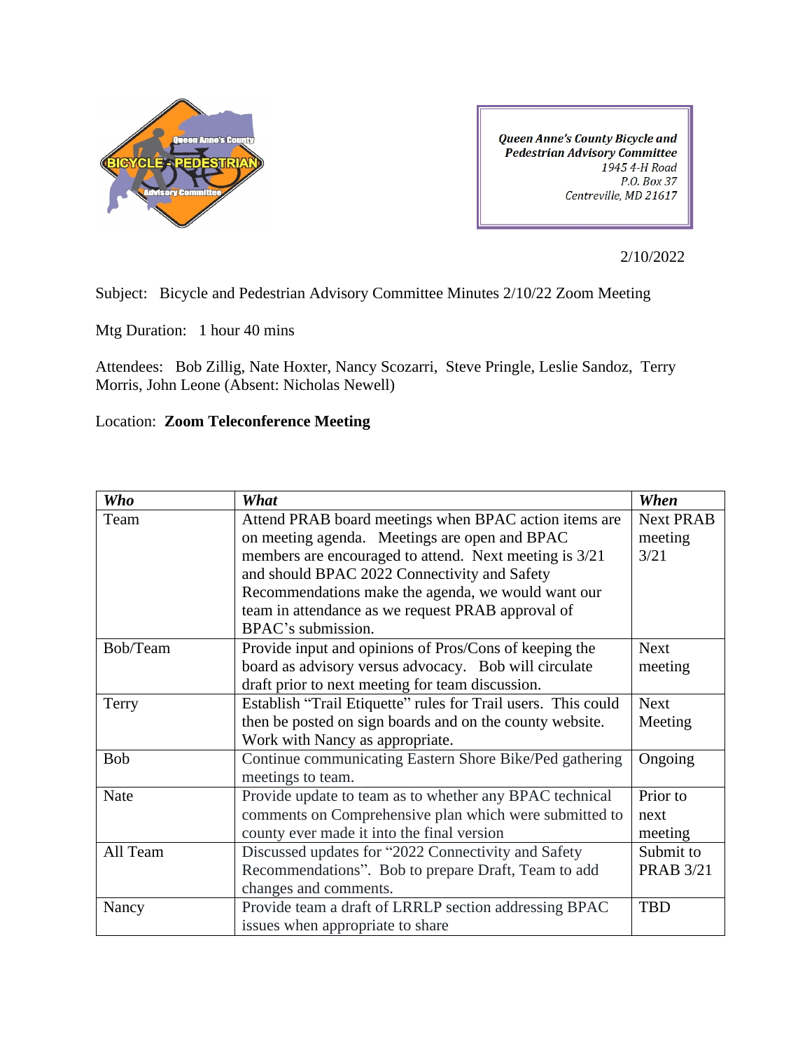**Queen Anne's County Bicycle and Pedestrian Advisory Committee**
*1945 4-H Road*
*P.O. Box 37*
*Centreville, MD 21617*

2/10/2022

Subject: Bicycle and Pedestrian Advisory Committee Minutes 2/10/22 Zoom Meeting

Mtg Duration: 1 hour 40 mins

Attendees: Bob Zillig, Nate Hoxter, Nancy Scozarri, Steve Pringle, Leslie Sandoz, Terry Morris, John Leone (Absent: Nicholas Newell)

Location: **Zoom Teleconference Meeting**

| ***Who*** | ***What*** | ***When*** |
|---|---|---|
| Team | Attend PRAB board meetings when BPAC action items are on meeting agenda. Meetings are open and BPAC members are encouraged to attend. Next meeting is 3/21 and should BPAC 2022 Connectivity and Safety Recommendations make the agenda, we would want our team in attendance as we request PRAB approval of BPAC's submission. | Next PRAB meeting 3/21 |
| Bob/Team | Provide input and opinions of Pros/Cons of keeping the board as advisory versus advocacy. Bob will circulate draft prior to next meeting for team discussion. | Next meeting |
| Terry | Establish "Trail Etiquette" rules for Trail users. This could then be posted on sign boards and on the county website. Work with Nancy as appropriate. | Next Meeting |
| Bob | Continue communicating Eastern Shore Bike/Ped gathering meetings to team. | Ongoing |
| Nate | Provide update to team as to whether any BPAC technical comments on Comprehensive plan which were submitted to county ever made it into the final version | Prior to next meeting |
| All Team | Discussed updates for "2022 Connectivity and Safety Recommendations". Bob to prepare Draft, Team to add changes and comments. | Submit to PRAB 3/21 |
| Nancy | Provide team a draft of LRRLP section addressing BPAC issues when appropriate to share | TBD |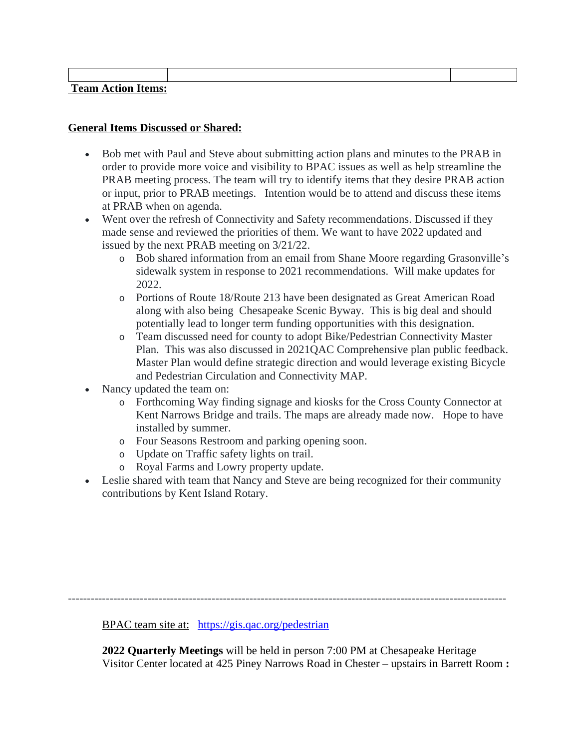| | | |
|---|---|---|
| | | |

**Team Action Items:**

**General Items Discussed or Shared:**

- Bob met with Paul and Steve about submitting action plans and minutes to the PRAB in order to provide more voice and visibility to BPAC issues as well as help streamline the PRAB meeting process. The team will try to identify items that they desire PRAB action or input, prior to PRAB meetings. Intention would be to attend and discuss these items at PRAB when on agenda.
- Went over the refresh of Connectivity and Safety recommendations. Discussed if they made sense and reviewed the priorities of them. We want to have 2022 updated and issued by the next PRAB meeting on 3/21/22.
  - Bob shared information from an email from Shane Moore regarding Grasonville's sidewalk system in response to 2021 recommendations. Will make updates for 2022.
  - Portions of Route 18/Route 213 have been designated as Great American Road along with also being Chesapeake Scenic Byway. This is big deal and should potentially lead to longer term funding opportunities with this designation.
  - Team discussed need for county to adopt Bike/Pedestrian Connectivity Master Plan. This was also discussed in 2021QAC Comprehensive plan public feedback. Master Plan would define strategic direction and would leverage existing Bicycle and Pedestrian Circulation and Connectivity MAP.
- Nancy updated the team on:
  - Forthcoming Way finding signage and kiosks for the Cross County Connector at Kent Narrows Bridge and trails. The maps are already made now. Hope to have installed by summer.
  - Four Seasons Restroom and parking opening soon.
  - Update on Traffic safety lights on trail.
  - Royal Farms and Lowry property update.
- Leslie shared with team that Nancy and Steve are being recognized for their community contributions by Kent Island Rotary.

---

BPAC team site at: https://gis.qac.org/pedestrian

**2022 Quarterly Meetings** will be held in person 7:00 PM at Chesapeake Heritage Visitor Center located at 425 Piney Narrows Road in Chester – upstairs in Barrett Room **:**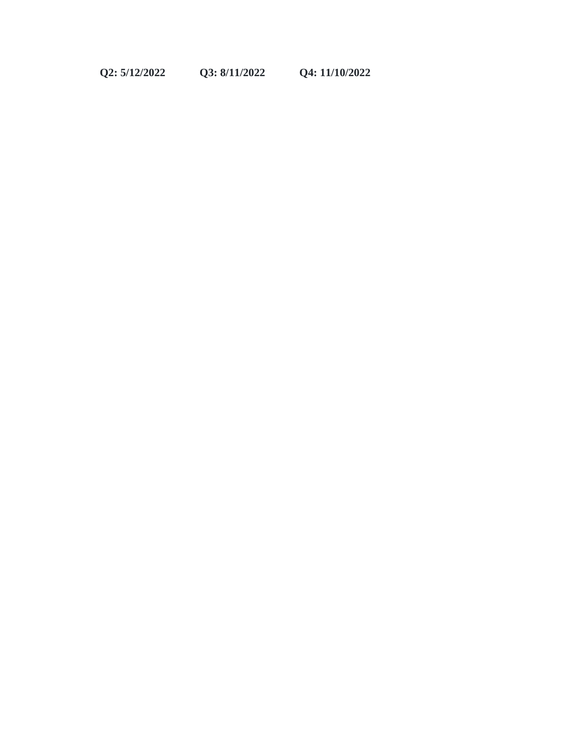**Q2: 5/12/2022** **Q3: 8/11/2022** **Q4: 11/10/2022**